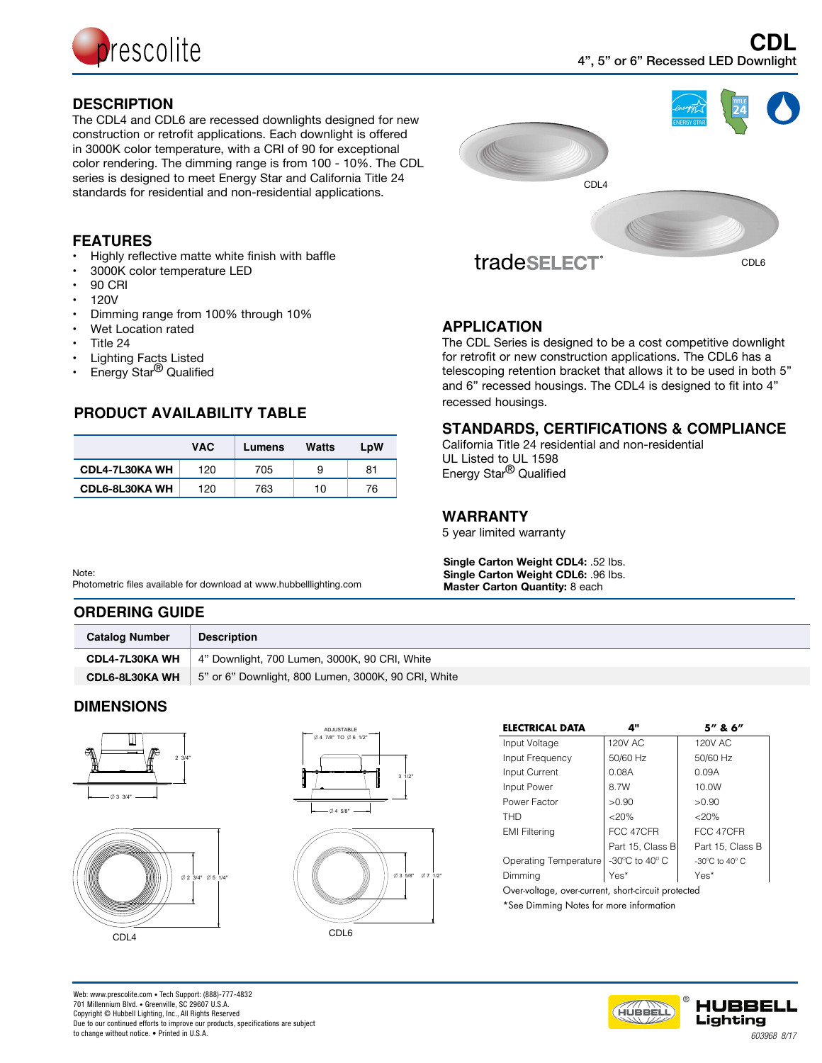# CDL

4", 5" or 6" Recessed LED Downlight

## DESCRIPTION

The CDL4 and CDL6 are recessed downlights designed for new construction or retrofit applications. Each downlight is offered in 3000K color temperature, with a CRI of 90 for exceptional color rendering. The dimming range is from 100 - 10%. The CDL series is designed to meet Energy Star and California Title 24 standards for residential and non-residential applications.

CDL4

CDL6

tradeSELECT

## FEATURES

- Highly reflective matte white finish with baffle
- 3000K color temperature LED
- 90 CRI
- 120V
- Dimming range from 100% through 10%
- Wet Location rated
- Title 24
- Lighting Facts Listed
- Energy Star® Qualified

## PRODUCT AVAILABILITY TABLE

| | VAC | Lumens | Watts | LpW |
|---|---|---|---|---|
| CDL4-7L30KA WH | 120 | 705 | 9 | 81 |
| CDL6-8L30KA WH | 120 | 763 | 10 | 76 |

Note:
Photometric files available for download at www.hubbelllighting.com

## APPLICATION

The CDL Series is designed to be a cost competitive downlight for retrofit or new construction applications. The CDL6 has a telescoping retention bracket that allows it to be used in both 5" and 6" recessed housings. The CDL4 is designed to fit into 4" recessed housings.

## STANDARDS, CERTIFICATIONS & COMPLIANCE

California Title 24 residential and non-residential
UL Listed to UL 1598
Energy Star® Qualified

## WARRANTY

5 year limited warranty

**Single Carton Weight CDL4:** .52 lbs.
**Single Carton Weight CDL6:** .96 lbs.
**Master Carton Quantity:** 8 each

## ORDERING GUIDE

| Catalog Number | Description |
|---|---|
| CDL4-7L30KA WH | 4" Downlight, 700 Lumen, 3000K, 90 CRI, White |
| CDL6-8L30KA WH | 5" or 6" Downlight, 800 Lumen, 3000K, 90 CRI, White |

## DIMENSIONS

CDL4: 2 3/4" height; Ø 3 3/4"; Ø 2 3/4"; Ø 5 1/4"

CDL6: ADJUSTABLE Ø 4 7/8" TO Ø 6 1/2"; 3 1/2" height; Ø 4 5/8"; Ø 3 5/8"; Ø 7 1/2"

CDL4

CDL6

| ELECTRICAL DATA | 4" | 5" & 6" |
|---|---|---|
| Input Voltage | 120V AC | 120V AC |
| Input Frequency | 50/60 Hz | 50/60 Hz |
| Input Current | 0.08A | 0.09A |
| Input Power | 8.7W | 10.0W |
| Power Factor | >0.90 | >0.90 |
| THD | <20% | <20% |
| EMI Filtering | FCC 47CFR Part 15, Class B | FCC 47CFR Part 15, Class B |
| Operating Temperature | -30°C to 40° C | -30°C to 40° C |
| Dimming | Yes* | Yes* |

Over-voltage, over-current, short-circuit protected
*See Dimming Notes for more information

Web: www.prescolite.com • Tech Support: (888)-777-4832
701 Millennium Blvd. • Greenville, SC 29607 U.S.A.
Copyright © Hubbell Lighting, Inc., All Rights Reserved
Due to our continued efforts to improve our products, specifications are subject to change without notice. • Printed in U.S.A.

603968 8/17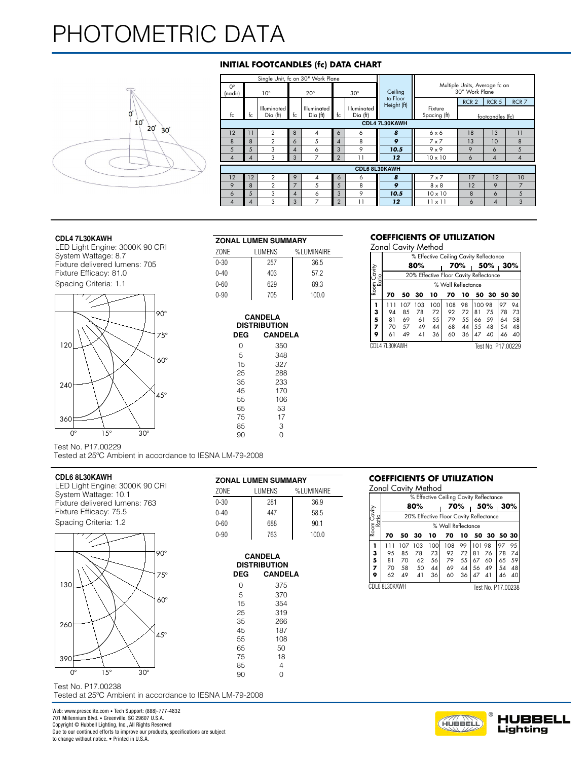# PHOTOMETRIC DATA

## INITIAL FOOTCANDLES (fc) DATA CHART

| Single Unit, fc on 30" Work Plane | | | | | | | Ceiling to Floor Height (ft) | Multiple Units, Average fc on 30" Work Plane | | | |
|---|---|---|---|---|---|---|---|---|---|---|---|
| 0° (nadir) | 10° | | 20° | | 30° | | | | RCR 2 | RCR 5 | RCR 7 |
| fc | fc | Illuminated Dia (ft) | fc | Illuminated Dia (ft) | fc | Illuminated Dia (ft) | | Fixture Spacing (ft) | footcandles (fc) | | |
| **CDL4 7L30KAWH** | | | | | | | | | | | |
| 12 | 11 | 2 | 8 | 4 | 6 | 6 | ***8*** | 6 x 6 | 18 | 13 | 11 |
| 8 | 8 | 2 | 6 | 5 | 4 | 8 | ***9*** | 7 x 7 | 13 | 10 | 8 |
| 5 | 5 | 3 | 4 | 6 | 3 | 9 | ***10.5*** | 9 x 9 | 9 | 6 | 5 |
| 4 | 4 | 3 | 3 | 7 | 2 | 11 | ***12*** | 10 x 10 | 6 | 4 | 4 |
| **CDL6 8L30KAWH** | | | | | | | | | | | |
| 12 | 12 | 2 | 9 | 4 | 6 | 6 | ***8*** | 7 x 7 | 17 | 12 | 10 |
| 9 | 8 | 2 | 7 | 5 | 5 | 8 | ***9*** | 8 x 8 | 12 | 9 | 7 |
| 6 | 5 | 3 | 4 | 6 | 3 | 9 | ***10.5*** | 10 x 10 | 8 | 6 | 5 |
| 4 | 4 | 3 | 3 | 7 | 2 | 11 | ***12*** | 11 x 11 | 6 | 4 | 3 |

### CDL4 7L30KAWH

LED Light Engine: 3000K 90 CRI
System Wattage: 8.7
Fixture delivered lumens: 705
Fixture Efficacy: 81.0
Spacing Criteria: 1.1

**ZONAL LUMEN SUMMARY**

| ZONE | LUMENS | %LUMINAIRE |
|---|---|---|
| 0-30 | 257 | 36.5 |
| 0-40 | 403 | 57.2 |
| 0-60 | 629 | 89.3 |
| 0-90 | 705 | 100.0 |

**CANDELA DISTRIBUTION**

| DEG | CANDELA |
|---|---|
| 0 | 350 |
| 5 | 348 |
| 15 | 327 |
| 25 | 288 |
| 35 | 233 |
| 45 | 170 |
| 55 | 106 |
| 65 | 53 |
| 75 | 17 |
| 85 | 3 |
| 90 | 0 |

**COEFFICIENTS OF UTILIZATION**

Zonal Cavity Method

| Room Cavity Ratio | % Effective Ceiling Cavity Reflectance | | | | | | | | | |
|---|---|---|---|---|---|---|---|---|---|---|
| | 80% | | | | 70% | | 50% | | 30% | |
| | 20% Effective Floor Cavity Reflectance | | | | | | | | | |
| | % Wall Reflectance | | | | | | | | | |
| | 70 | 50 | 30 | 10 | 70 | 10 | 50 | 30 | 50 | 30 |
| 1 | 111 | 107 | 103 | 100 | 108 | 98 | 100 | 98 | 97 | 94 |
| 3 | 94 | 85 | 78 | 72 | 92 | 72 | 81 | 75 | 78 | 73 |
| 5 | 81 | 69 | 61 | 55 | 79 | 55 | 66 | 59 | 64 | 58 |
| 7 | 70 | 57 | 49 | 44 | 68 | 44 | 55 | 48 | 54 | 48 |
| 9 | 61 | 49 | 41 | 36 | 60 | 36 | 47 | 40 | 46 | 40 |

CDL4 7L30KAWH Test No. P17.00229

Test No. P17.00229
Tested at 25°C Ambient in accordance to IESNA LM-79-2008

### CDL6 8L30KAWH

LED Light Engine: 3000K 90 CRI
System Wattage: 10.1
Fixture delivered lumens: 763
Fixture Efficacy: 75.5
Spacing Criteria: 1.2

**ZONAL LUMEN SUMMARY**

| ZONE | LUMENS | %LUMINAIRE |
|---|---|---|
| 0-30 | 281 | 36.9 |
| 0-40 | 447 | 58.5 |
| 0-60 | 688 | 90.1 |
| 0-90 | 763 | 100.0 |

**CANDELA DISTRIBUTION**

| DEG | CANDELA |
|---|---|
| 0 | 375 |
| 5 | 370 |
| 15 | 354 |
| 25 | 319 |
| 35 | 266 |
| 45 | 187 |
| 55 | 108 |
| 65 | 50 |
| 75 | 18 |
| 85 | 4 |
| 90 | 0 |

**COEFFICIENTS OF UTILIZATION**

Zonal Cavity Method

| Room Cavity Ratio | % Effective Ceiling Cavity Reflectance | | | | | | | | | |
|---|---|---|---|---|---|---|---|---|---|---|
| | 80% | | | | 70% | | 50% | | 30% | |
| | 20% Effective Floor Cavity Reflectance | | | | | | | | | |
| | % Wall Reflectance | | | | | | | | | |
| | 70 | 50 | 30 | 10 | 70 | 10 | 50 | 30 | 50 | 30 |
| 1 | 111 | 107 | 103 | 100 | 108 | 99 | 101 | 98 | 97 | 95 |
| 3 | 95 | 85 | 78 | 73 | 92 | 72 | 81 | 76 | 78 | 74 |
| 5 | 81 | 70 | 62 | 56 | 79 | 55 | 67 | 60 | 65 | 59 |
| 7 | 70 | 58 | 50 | 44 | 69 | 44 | 56 | 49 | 54 | 48 |
| 9 | 62 | 49 | 41 | 36 | 60 | 36 | 47 | 41 | 46 | 40 |

CDL6 8L30KAWH Test No. P17.00238

Test No. P17.00238
Tested at 25°C Ambient in accordance to IESNA LM-79-2008

Web: www.prescolite.com • Tech Support: (888)-777-4832
701 Millennium Blvd. • Greenville, SC 29607 U.S.A.
Copyright © Hubbell Lighting, Inc., All Rights Reserved
Due to our continued efforts to improve our products, specifications are subject to change without notice. • Printed in U.S.A.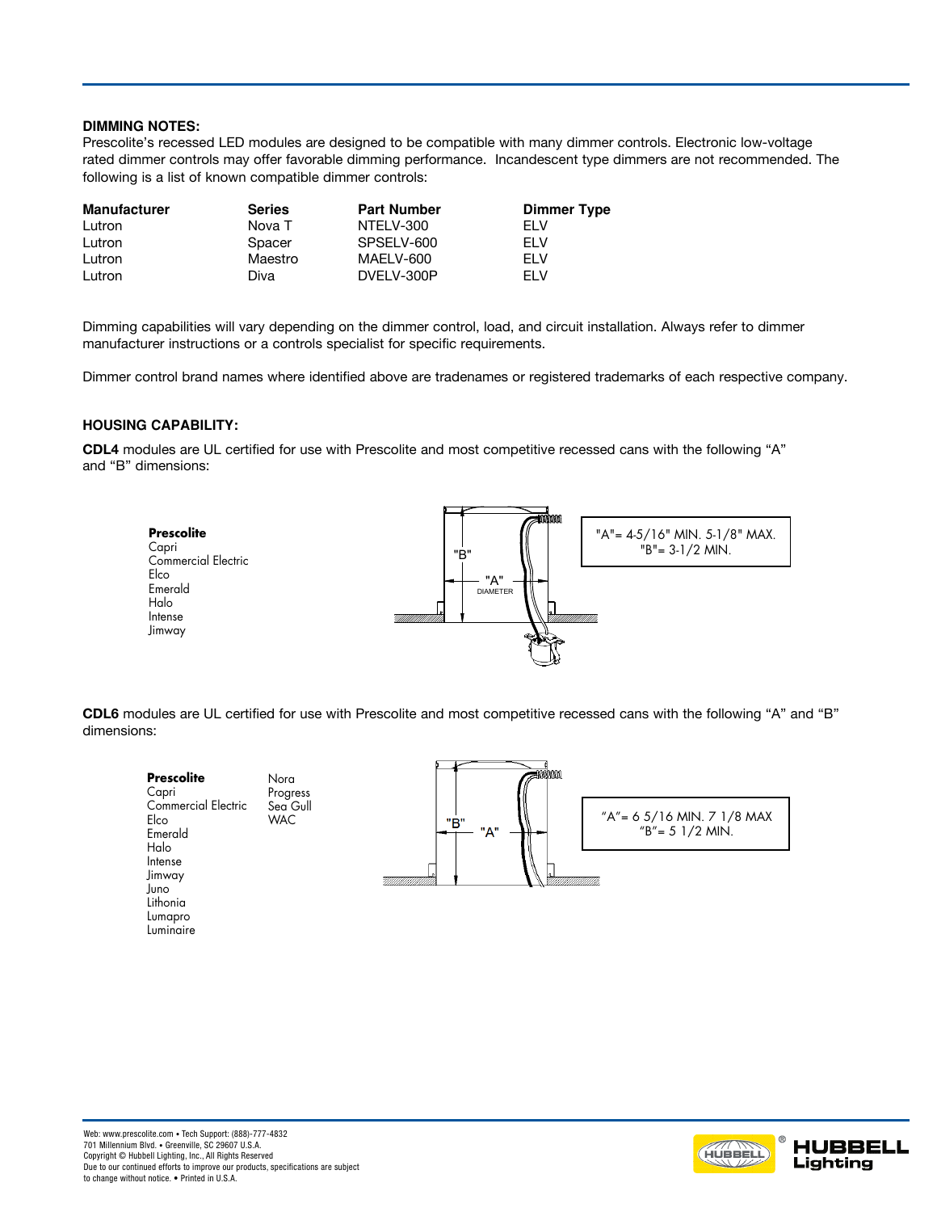## DIMMING NOTES:

Prescolite's recessed LED modules are designed to be compatible with many dimmer controls. Electronic low-voltage rated dimmer controls may offer favorable dimming performance. Incandescent type dimmers are not recommended. The following is a list of known compatible dimmer controls:

| Manufacturer | Series | Part Number | Dimmer Type |
|---|---|---|---|
| Lutron | Nova T | NTELV-300 | ELV |
| Lutron | Spacer | SPSELV-600 | ELV |
| Lutron | Maestro | MAELV-600 | ELV |
| Lutron | Diva | DVELV-300P | ELV |

Dimming capabilities will vary depending on the dimmer control, load, and circuit installation. Always refer to dimmer manufacturer instructions or a controls specialist for specific requirements.

Dimmer control brand names where identified above are tradenames or registered trademarks of each respective company.

## HOUSING CAPABILITY:

**CDL4** modules are UL certified for use with Prescolite and most competitive recessed cans with the following "A" and "B" dimensions:

**Prescolite**
Capri
Commercial Electric
Elco
Emerald
Halo
Intense
Jimway

"B"
"A"
DIAMETER

"A"= 4-5/16" MIN. 5-1/8" MAX.
"B"= 3-1/2 MIN.

**CDL6** modules are UL certified for use with Prescolite and most competitive recessed cans with the following "A" and "B" dimensions:

**Prescolite**
Capri
Commercial Electric
Elco
Emerald
Halo
Intense
Jimway
Juno
Lithonia
Lumapro
Luminaire
Nora
Progress
Sea Gull
WAC

"B"
"A"

"A"= 6 5/16 MIN. 7 1/8 MAX
"B"= 5 1/2 MIN.

Web: www.prescolite.com • Tech Support: (888)-777-4832
701 Millennium Blvd. • Greenville, SC 29607 U.S.A.
Copyright © Hubbell Lighting, Inc., All Rights Reserved
Due to our continued efforts to improve our products, specifications are subject to change without notice. • Printed in U.S.A.

HUBBELL Lighting